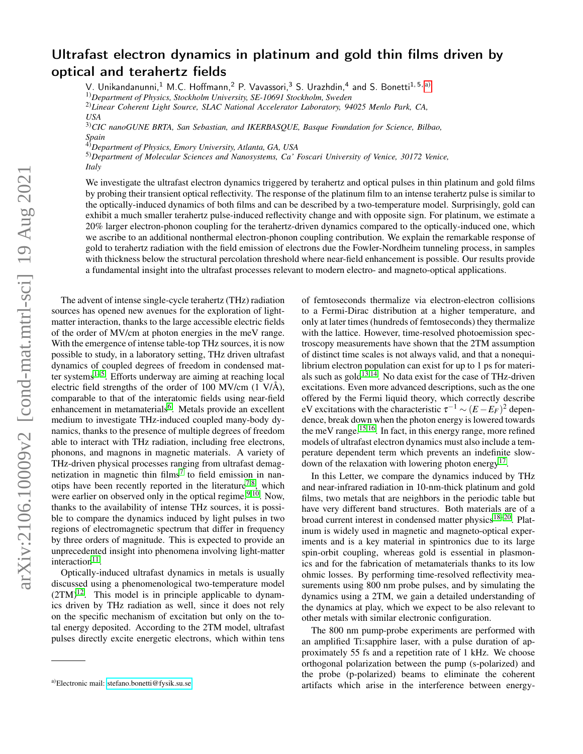# Ultrafast electron dynamics in platinum and gold thin films driven by optical and terahertz fields

V. Unikandanunni,[1] M.C. Hoffmann,[2] P. Vavassori,[3] S. Urazhdin,[4] and S. Bonetti[1,5,a)]

[1)]*Department of Physics, Stockholm University, SE-10691 Stockholm, Sweden*

[2)]*Linear Coherent Light Source, SLAC National Accelerator Laboratory, 94025 Menlo Park, CA, USA*

[3)]*CIC nanoGUNE BRTA, San Sebastian, and IKERBASQUE, Basque Foundation for Science, Bilbao, Spain*

[4)]*Department of Physics, Emory University, Atlanta, GA, USA*

[5)]*Department of Molecular Sciences and Nanosystems, Ca' Foscari University of Venice, 30172 Venice, Italy*

We investigate the ultrafast electron dynamics triggered by terahertz and optical pulses in thin platinum and gold films by probing their transient optical reflectivity. The response of the platinum film to an intense terahertz pulse is similar to the optically-induced dynamics of both films and can be described by a two-temperature model. Surprisingly, gold can exhibit a much smaller terahertz pulse-induced reflectivity change and with opposite sign. For platinum, we estimate a 20% larger electron-phonon coupling for the terahertz-driven dynamics compared to the optically-induced one, which we ascribe to an additional nonthermal electron-phonon coupling contribution. We explain the remarkable response of gold to terahertz radiation with the field emission of electrons due the Fowler-Nordheim tunneling process, in samples with thickness below the structural percolation threshold where near-field enhancement is possible. Our results provide a fundamental insight into the ultrafast processes relevant to modern electro- and magneto-optical applications.

The advent of intense single-cycle terahertz (THz) radiation sources has opened new avenues for the exploration of light-matter interaction, thanks to the large accessible electric fields of the order of MV/cm at photon energies in the meV range. With the emergence of intense table-top THz sources, it is now possible to study, in a laboratory setting, THz driven ultrafast dynamics of coupled degrees of freedom in condensed matter systems[1–5]. Efforts underway are aiming at reaching local electric field strengths of the order of 100 MV/cm (1 V/Å), comparable to that of the interatomic fields using near-field enhancement in metamaterials[6]. Metals provide an excellent medium to investigate THz-induced coupled many-body dynamics, thanks to the presence of multiple degrees of freedom able to interact with THz radiation, including free electrons, phonons, and magnons in magnetic materials. A variety of THz-driven physical processes ranging from ultrafast demagnetization in magnetic thin films[7] to field emission in nanotips have been recently reported in the literature[7,8], which were earlier on observed only in the optical regime.[9,10]. Now, thanks to the availability of intense THz sources, it is possible to compare the dynamics induced by light pulses in two regions of electromagnetic spectrum that differ in frequency by three orders of magnitude. This is expected to provide an unprecedented insight into phenomena involving light-matter interaction[11].

Optically-induced ultrafast dynamics in metals is usually discussed using a phenomenological two-temperature model (2TM)[12]. This model is in principle applicable to dynamics driven by THz radiation as well, since it does not rely on the specific mechanism of excitation but only on the total energy deposited. According to the 2TM model, ultrafast pulses directly excite energetic electrons, which within tens of femtoseconds thermalize via electron-electron collisions to a Fermi-Dirac distribution at a higher temperature, and only at later times (hundreds of femtoseconds) they thermalize with the lattice. However, time-resolved photoemission spectroscopy measurements have shown that the 2TM assumption of distinct time scales is not always valid, and that a nonequilibrium electron population can exist for up to 1 ps for materials such as gold[13,14]. No data exist for the case of THz-driven excitations. Even more advanced descriptions, such as the one offered by the Fermi liquid theory, which correctly describe eV excitations with the characteristic $\tau^{-1} \sim (E-E_F)^2$ dependence, break down when the photon energy is lowered towards the meV range.[15,16]. In fact, in this energy range, more refined models of ultrafast electron dynamics must also include a temperature dependent term which prevents an indefinite slowdown of the relaxation with lowering photon energy[17].

In this Letter, we compare the dynamics induced by THz and near-infrared radiation in 10-nm-thick platinum and gold films, two metals that are neighbors in the periodic table but have very different band structures. Both materials are of a broad current interest in condensed matter physics[18–20]. Platinum is widely used in magnetic and magneto-optical experiments and is a key material in spintronics due to its large spin-orbit coupling, whereas gold is essential in plasmonics and for the fabrication of metamaterials thanks to its low ohmic losses. By performing time-resolved reflectivity measurements using 800 nm probe pulses, and by simulating the dynamics using a 2TM, we gain a detailed understanding of the dynamics at play, which we expect to be also relevant to other metals with similar electronic configuration.

The 800 nm pump-probe experiments are performed with an amplified Ti:sapphire laser, with a pulse duration of approximately 55 fs and a repetition rate of 1 kHz. We choose orthogonal polarization between the pump (s-polarized) and the probe (p-polarized) beams to eliminate the coherent artifacts which arise in the interference between energy-

a)Electronic mail: stefano.bonetti@fysik.su.se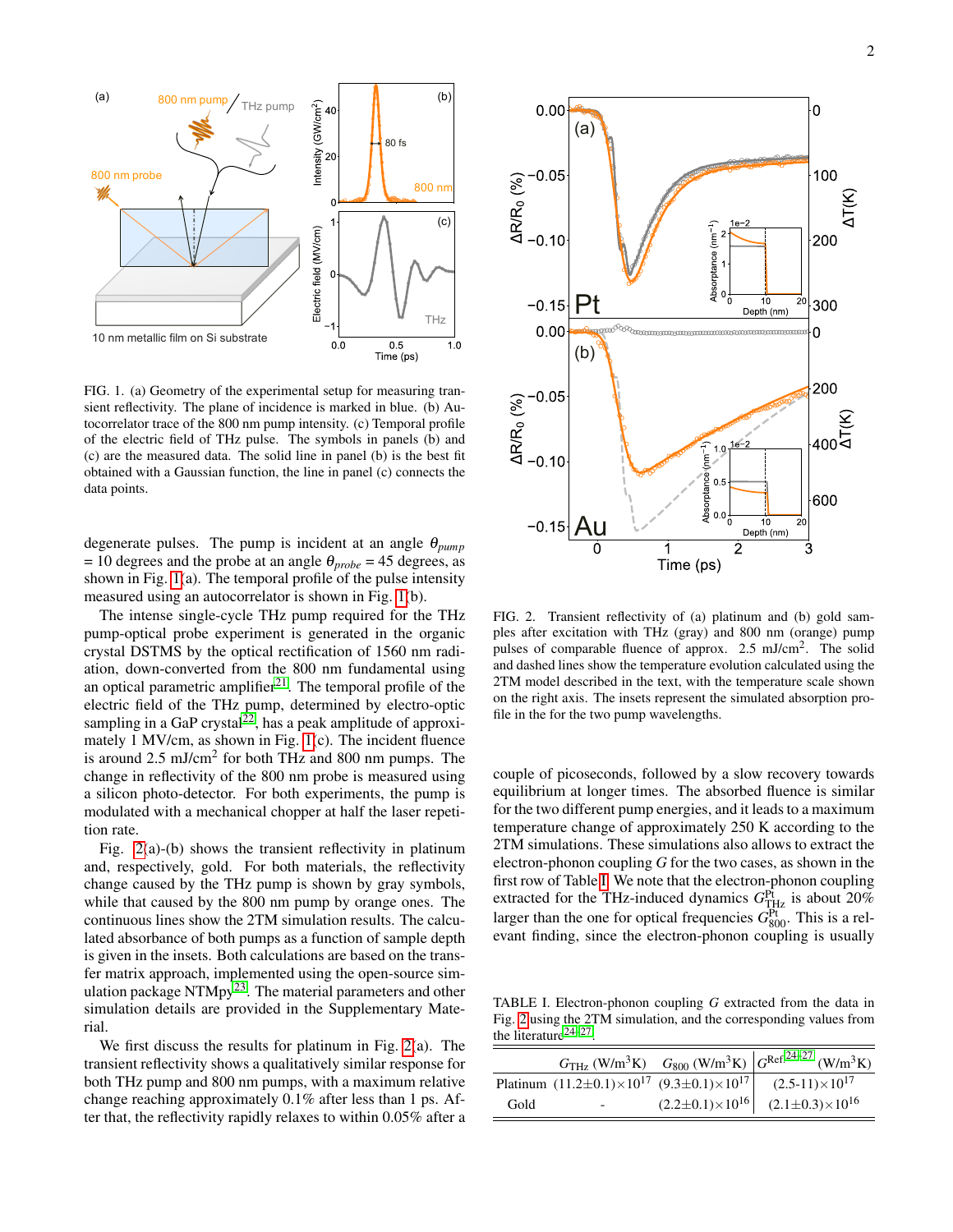FIG. 1. (a) Geometry of the experimental setup for measuring transient reflectivity. The plane of incidence is marked in blue. (b) Autocorrelator trace of the 800 nm pump intensity. (c) Temporal profile of the electric field of THz pulse. The symbols in panels (b) and (c) are the measured data. The solid line in panel (b) is the best fit obtained with a Gaussian function, the line in panel (c) connects the data points.

degenerate pulses. The pump is incident at an angle $\theta_{pump}$ = 10 degrees and the probe at an angle $\theta_{probe}$ = 45 degrees, as shown in Fig. 1(a). The temporal profile of the pulse intensity measured using an autocorrelator is shown in Fig. 1(b).

The intense single-cycle THz pump required for the THz pump-optical probe experiment is generated in the organic crystal DSTMS by the optical rectification of 1560 nm radiation, down-converted from the 800 nm fundamental using an optical parametric amplifier[21]. The temporal profile of the electric field of the THz pump, determined by electro-optic sampling in a GaP crystal[22], has a peak amplitude of approximately 1 MV/cm, as shown in Fig. 1(c). The incident fluence is around 2.5 mJ/cm$^2$ for both THz and 800 nm pumps. The change in reflectivity of the 800 nm probe is measured using a silicon photo-detector. For both experiments, the pump is modulated with a mechanical chopper at half the laser repetition rate.

Fig. 2(a)-(b) shows the transient reflectivity in platinum and, respectively, gold. For both materials, the reflectivity change caused by the THz pump is shown by gray symbols, while that caused by the 800 nm pump by orange ones. The continuous lines show the 2TM simulation results. The calculated absorbance of both pumps as a function of sample depth is given in the insets. Both calculations are based on the transfer matrix approach, implemented using the open-source simulation package NTMpy[23]. The material parameters and other simulation details are provided in the Supplementary Material.

We first discuss the results for platinum in Fig. 2(a). The transient reflectivity shows a qualitatively similar response for both THz pump and 800 nm pumps, with a maximum relative change reaching approximately 0.1% after less than 1 ps. After that, the reflectivity rapidly relaxes to within 0.05% after a couple of picoseconds, followed by a slow recovery towards equilibrium at longer times. The absorbed fluence is similar for the two different pump energies, and it leads to a maximum temperature change of approximately 250 K according to the 2TM simulations. These simulations also allows to extract the electron-phonon coupling $G$ for the two cases, as shown in the first row of Table I. We note that the electron-phonon coupling extracted for the THz-induced dynamics $G^{\mathrm{Pt}}_{\mathrm{THz}}$ is about 20% larger than the one for optical frequencies $G^{\mathrm{Pt}}_{800}$. This is a relevant finding, since the electron-phonon coupling is usually

FIG. 2. Transient reflectivity of (a) platinum and (b) gold samples after excitation with THz (gray) and 800 nm (orange) pump pulses of comparable fluence of approx. 2.5 mJ/cm$^2$. The solid and dashed lines show the temperature evolution calculated using the 2TM model described in the text, with the temperature scale shown on the right axis. The insets represent the simulated absorption profile in the for the two pump wavelengths.

TABLE I. Electron-phonon coupling $G$ extracted from the data in Fig. 2 using the 2TM simulation, and the corresponding values from the literature[24–27].

| | $G_{\mathrm{THz}}$ (W/m$^3$K) | $G_{800}$ (W/m$^3$K) | $G^{\mathrm{Ref}}$[24–27] (W/m$^3$K) |
|---|---|---|---|
| Platinum | (11.2±0.1)×10$^{17}$ | (9.3±0.1)×10$^{17}$ | (2.5-11)×10$^{17}$ |
| Gold | - | (2.2±0.1)×10$^{16}$ | (2.1±0.3)×10$^{16}$ |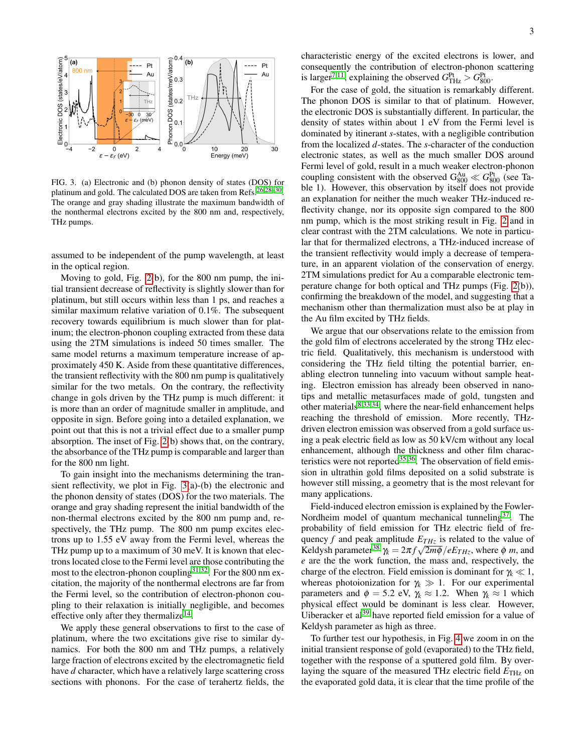FIG. 3. (a) Electronic and (b) phonon density of states (DOS) for platinum and gold. The calculated DOS are taken from Refs.[26,28,30]. The orange and gray shading illustrate the maximum bandwidth of the nonthermal electrons excited by the 800 nm and, respectively, THz pumps.

assumed to be independent of the pump wavelength, at least in the optical region.

Moving to gold, Fig. 2(b), for the 800 nm pump, the initial transient decrease of reflectivity is slightly slower than for platinum, but still occurs within less than 1 ps, and reaches a similar maximum relative variation of 0.1%. The subsequent recovery towards equilibrium is much slower than for platinum; the electron-phonon coupling extracted from these data using the 2TM simulations is indeed 50 times smaller. The same model returns a maximum temperature increase of approximately 450 K. Aside from these quantitative differences, the transient reflectivity with the 800 nm pump is qualitatively similar for the two metals. On the contrary, the reflectivity change in gols driven by the THz pump is much different: it is more than an order of magnitude smaller in amplitude, and opposite in sign. Before going into a detailed explanation, we point out that this is not a trivial effect due to a smaller pump absorption. The inset of Fig. 2(b) shows that, on the contrary, the absorbance of the THz pump is comparable and larger than for the 800 nm light.

To gain insight into the mechanisms determining the transient reflectivity, we plot in Fig. 3(a)-(b) the electronic and the phonon density of states (DOS) for the two materials. The orange and gray shading represent the initial bandwidth of the non-thermal electrons excited by the 800 nm pump and, respectively, the THz pump. The 800 nm pump excites electrons up to 1.55 eV away from the Fermi level, whereas the THz pump up to a maximum of 30 meV. It is known that electrons located close to the Fermi level are those contributing the most to the electron-phonon coupling[31,32]. For the 800 nm excitation, the majority of the nonthermal electrons are far from the Fermi level, so the contribution of electron-phonon coupling to their relaxation is initially negligible, and becomes effective only after they thermalize[14].

We apply these general observations to first to the case of platinum, where the two excitations give rise to similar dynamics. For both the 800 nm and THz pumps, a relatively large fraction of electrons excited by the electromagnetic field have *d* character, which have a relatively large scattering cross sections with phonons. For the case of terahertz fields, the characteristic energy of the excited electrons is lower, and consequently the contribution of electron-phonon scattering is larger[7,11], explaining the observed $G^{\mathrm{Pt}}_{\mathrm{THz}} > G^{\mathrm{Pt}}_{800}$.

For the case of gold, the situation is remarkably different. The phonon DOS is similar to that of platinum. However, the electronic DOS is substantially different. In particular, the density of states within about 1 eV from the Fermi level is dominated by itinerant *s*-states, with a negligible contribution from the localized *d*-states. The *s*-character of the conduction electronic states, as well as the much smaller DOS around Fermi level of gold, result in a much weaker electron-phonon coupling consistent with the observed $G^{\mathrm{Au}}_{800} \ll G^{\mathrm{Pt}}_{800}$ (see Table 1). However, this observation by itself does not provide an explanation for neither the much weaker THz-induced reflectivity change, nor its opposite sign compared to the 800 nm pump, which is the most striking result in Fig. 2 and in clear contrast with the 2TM calculations. We note in particular that for thermalized electrons, a THz-induced increase of the transient reflectivity would imply a decrease of temperature, in an apparent violation of the conservation of energy. 2TM simulations predict for Au a comparable electronic temperature change for both optical and THz pumps (Fig. 2(b)), confirming the breakdown of the model, and suggesting that a mechanism other than thermalization must also be at play in the Au film excited by THz fields.

We argue that our observations relate to the emission from the gold film of electrons accelerated by the strong THz electric field. Qualitatively, this mechanism is understood with considering the THz field tilting the potential barrier, enabling electron tunneling into vacuum without sample heating. Electron emission has already been observed in nanotips and metallic metasurfaces made of gold, tungsten and other materials[8,33,34], where the near-field enhancement helps reaching the threshold of emission. More recently, THz-driven electron emission was observed from a gold surface using a peak electric field as low as 50 kV/cm without any local enhancement, although the thickness and other film characteristics were not reported[35,36]. The observation of field emission in ultrathin gold films deposited on a solid substrate is however still missing, a geometry that is the most relevant for many applications.

Field-induced electron emission is explained by the Fowler-Nordheim model of quantum mechanical tunneling[37]. The probability of field emission for THz electric field of frequency $f$ and peak amplitude $E_{THz}$ is related to the value of Keldysh parameter[38] $\gamma_k = 2\pi f\sqrt{2m\phi}/eE_{THz}$, where $\phi$ $m$, and $e$ are the the work function, the mass and, respectively, the charge of the electron. Field emission is dominant for $\gamma_k \ll 1$, whereas photoionization for $\gamma_k \gg 1$. For our experimental parameters and $\phi = 5.2$ eV, $\gamma_k \approx 1.2$. When $\gamma_k \approx 1$ which physical effect would be dominant is less clear. However, Uiberacker et al[39] have reported field emission for a value of Keldysh parameter as high as three.

To further test our hypothesis, in Fig. 4 we zoom in on the initial transient response of gold (evaporated) to the THz field, together with the response of a sputtered gold film. By overlaying the square of the measured THz electric field $E_{\mathrm{THz}}$ on the evaporated gold data, it is clear that the time profile of the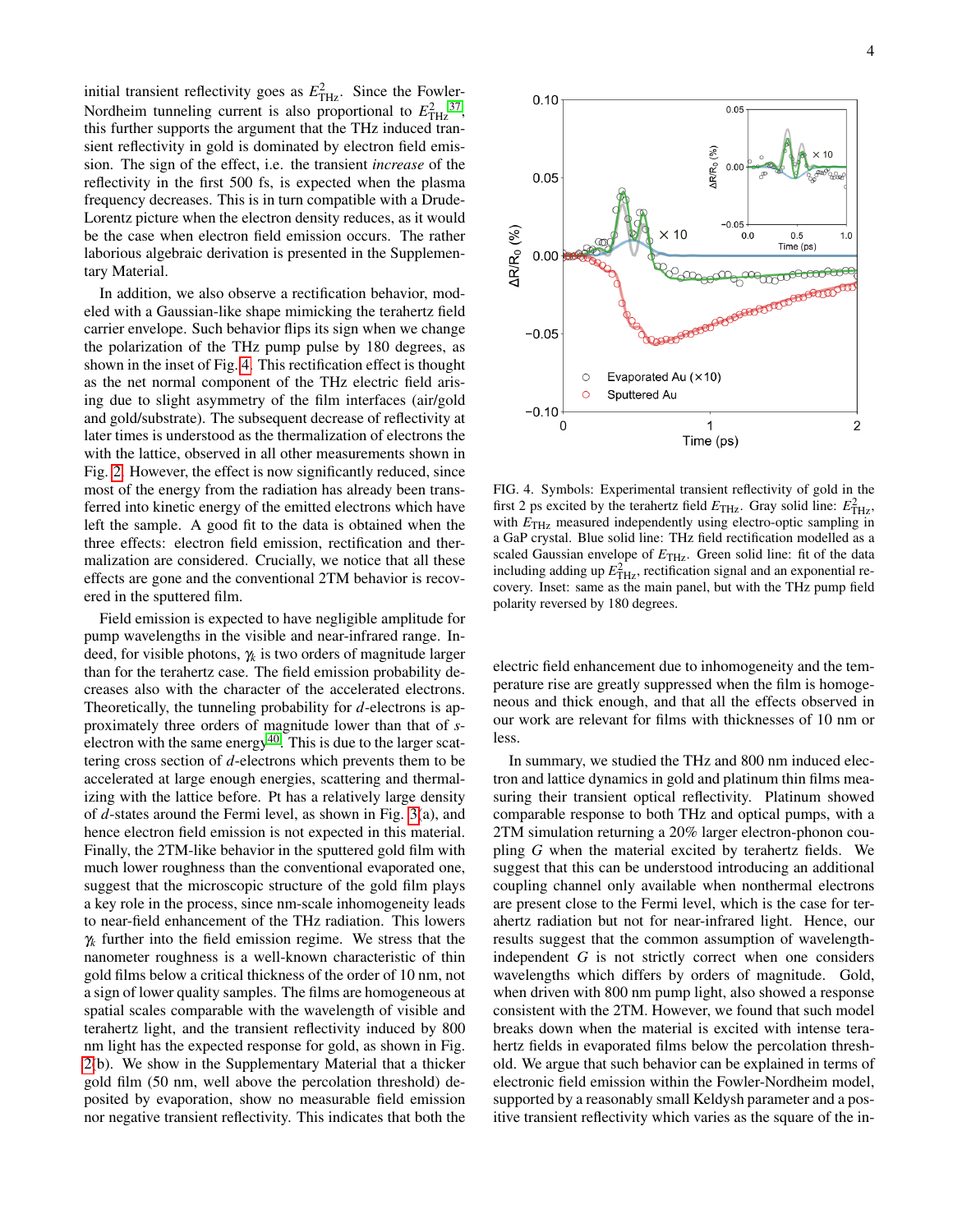initial transient reflectivity goes as $E_{\mathrm{THz}}^2$. Since the Fowler-Nordheim tunneling current is also proportional to $E_{\mathrm{THz}}^2$ [37], this further supports the argument that the THz induced transient reflectivity in gold is dominated by electron field emission. The sign of the effect, i.e. the transient *increase* of the reflectivity in the first 500 fs, is expected when the plasma frequency decreases. This is in turn compatible with a Drude-Lorentz picture when the electron density reduces, as it would be the case when electron field emission occurs. The rather laborious algebraic derivation is presented in the Supplementary Material.

In addition, we also observe a rectification behavior, modeled with a Gaussian-like shape mimicking the terahertz field carrier envelope. Such behavior flips its sign when we change the polarization of the THz pump pulse by 180 degrees, as shown in the inset of Fig. 4. This rectification effect is thought as the net normal component of the THz electric field arising due to slight asymmetry of the film interfaces (air/gold and gold/substrate). The subsequent decrease of reflectivity at later times is understood as the thermalization of electrons the with the lattice, observed in all other measurements shown in Fig. 2. However, the effect is now significantly reduced, since most of the energy from the radiation has already been transferred into kinetic energy of the emitted electrons which have left the sample. A good fit to the data is obtained when the three effects: electron field emission, rectification and thermalization are considered. Crucially, we notice that all these effects are gone and the conventional 2TM behavior is recovered in the sputtered film.

Field emission is expected to have negligible amplitude for pump wavelengths in the visible and near-infrared range. Indeed, for visible photons, $\gamma_k$ is two orders of magnitude larger than for the terahertz case. The field emission probability decreases also with the character of the accelerated electrons. Theoretically, the tunneling probability for $d$-electrons is approximately three orders of magnitude lower than that of $s$-electron with the same energy[40]. This is due to the larger scattering cross section of $d$-electrons which prevents them to be accelerated at large enough energies, scattering and thermalizing with the lattice before. Pt has a relatively large density of $d$-states around the Fermi level, as shown in Fig. 3(a), and hence electron field emission is not expected in this material. Finally, the 2TM-like behavior in the sputtered gold film with much lower roughness than the conventional evaporated one, suggest that the microscopic structure of the gold film plays a key role in the process, since nm-scale inhomogeneity leads to near-field enhancement of the THz radiation. This lowers $\gamma_k$ further into the field emission regime. We stress that the nanometer roughness is a well-known characteristic of thin gold films below a critical thickness of the order of 10 nm, not a sign of lower quality samples. The films are homogeneous at spatial scales comparable with the wavelength of visible and terahertz light, and the transient reflectivity induced by 800 nm light has the expected response for gold, as shown in Fig. 2(b). We show in the Supplementary Material that a thicker gold film (50 nm, well above the percolation threshold) deposited by evaporation, show no measurable field emission nor negative transient reflectivity. This indicates that both the electric field enhancement due to inhomogeneity and the temperature rise are greatly suppressed when the film is homogeneous and thick enough, and that all the effects observed in our work are relevant for films with thicknesses of 10 nm or less.

FIG. 4. Symbols: Experimental transient reflectivity of gold in the first 2 ps excited by the terahertz field $E_{\mathrm{THz}}$. Gray solid line: $E_{\mathrm{THz}}^2$, with $E_{\mathrm{THz}}$ measured independently using electro-optic sampling in a GaP crystal. Blue solid line: THz field rectification modelled as a scaled Gaussian envelope of $E_{\mathrm{THz}}$. Green solid line: fit of the data including adding up $E_{\mathrm{THz}}^2$, rectification signal and an exponential recovery. Inset: same as the main panel, but with the THz pump field polarity reversed by 180 degrees.

In summary, we studied the THz and 800 nm induced electron and lattice dynamics in gold and platinum thin films measuring their transient optical reflectivity. Platinum showed comparable response to both THz and optical pumps, with a 2TM simulation returning a 20% larger electron-phonon coupling $G$ when the material excited by terahertz fields. We suggest that this can be understood introducing an additional coupling channel only available when nonthermal electrons are present close to the Fermi level, which is the case for terahertz radiation but not for near-infrared light. Hence, our results suggest that the common assumption of wavelength-independent $G$ is not strictly correct when one considers wavelengths which differs by orders of magnitude. Gold, when driven with 800 nm pump light, also showed a response consistent with the 2TM. However, we found that such model breaks down when the material is excited with intense terahertz fields in evaporated films below the percolation threshold. We argue that such behavior can be explained in terms of electronic field emission within the Fowler-Nordheim model, supported by a reasonably small Keldysh parameter and a positive transient reflectivity which varies as the square of the in-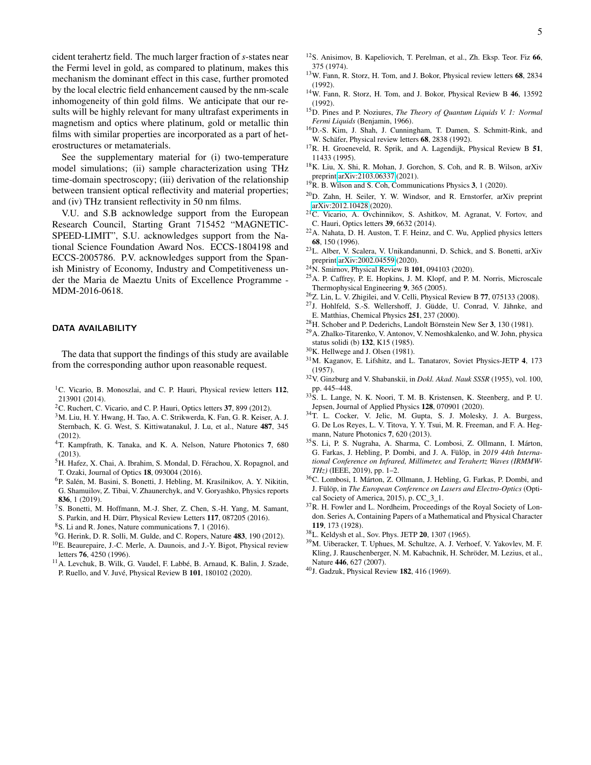cident terahertz field. The much larger fraction of *s*-states near the Fermi level in gold, as compared to platinum, makes this mechanism the dominant effect in this case, further promoted by the local electric field enhancement caused by the nm-scale inhomogeneity of thin gold films. We anticipate that our results will be highly relevant for many ultrafast experiments in magnetism and optics where platinum, gold or metallic thin films with similar properties are incorporated as a part of heterostructures or metamaterials.

See the supplementary material for (i) two-temperature model simulations; (ii) sample characterization using THz time-domain spectroscopy; (iii) derivation of the relationship between transient optical reflectivity and material properties; and (iv) THz transient reflectivity in 50 nm films.

V.U. and S.B acknowledge support from the European Research Council, Starting Grant 715452 "MAGNETIC-SPEED-LIMIT", S.U. acknowledges support from the National Science Foundation Award Nos. ECCS-1804198 and ECCS-2005786. P.V. acknowledges support from the Spanish Ministry of Economy, Industry and Competitiveness under the Maria de Maeztu Units of Excellence Programme - MDM-2016-0618.

## DATA AVAILABILITY

The data that support the findings of this study are available from the corresponding author upon reasonable request.

[1] C. Vicario, B. Monoszlai, and C. P. Hauri, Physical review letters **112**, 213901 (2014).
[2] C. Ruchert, C. Vicario, and C. P. Hauri, Optics letters **37**, 899 (2012).
[3] M. Liu, H. Y. Hwang, H. Tao, A. C. Strikwerda, K. Fan, G. R. Keiser, A. J. Sternbach, K. G. West, S. Kittiwatanakul, J. Lu, et al., Nature **487**, 345 (2012).
[4] T. Kampfrath, K. Tanaka, and K. A. Nelson, Nature Photonics **7**, 680 (2013).
[5] H. Hafez, X. Chai, A. Ibrahim, S. Mondal, D. Férachou, X. Ropagnol, and T. Ozaki, Journal of Optics **18**, 093004 (2016).
[6] P. Salén, M. Basini, S. Bonetti, J. Hebling, M. Krasilnikov, A. Y. Nikitin, G. Shamuilov, Z. Tibai, V. Zhaunerchyk, and V. Goryashko, Physics reports **836**, 1 (2019).
[7] S. Bonetti, M. Hoffmann, M.-J. Sher, Z. Chen, S.-H. Yang, M. Samant, S. Parkin, and H. Dürr, Physical Review Letters **117**, 087205 (2016).
[8] S. Li and R. Jones, Nature communications **7**, 1 (2016).
[9] G. Herink, D. R. Solli, M. Gulde, and C. Ropers, Nature **483**, 190 (2012).
[10] E. Beaurepaire, J.-C. Merle, A. Daunois, and J.-Y. Bigot, Physical review letters **76**, 4250 (1996).
[11] A. Levchuk, B. Wilk, G. Vaudel, F. Labbé, B. Arnaud, K. Balin, J. Szade, P. Ruello, and V. Juvé, Physical Review B **101**, 180102 (2020).
[12] S. Anisimov, B. Kapeliovich, T. Perelman, et al., Zh. Eksp. Teor. Fiz **66**, 375 (1974).
[13] W. Fann, R. Storz, H. Tom, and J. Bokor, Physical review letters **68**, 2834 (1992).
[14] W. Fann, R. Storz, H. Tom, and J. Bokor, Physical Review B **46**, 13592 (1992).
[15] D. Pines and P. Noziures, *The Theory of Quantum Liquids V. 1: Normal Fermi Liquids* (Benjamin, 1966).
[16] D.-S. Kim, J. Shah, J. Cunningham, T. Damen, S. Schmitt-Rink, and W. Schäfer, Physical review letters **68**, 2838 (1992).
[17] R. H. Groeneveld, R. Sprik, and A. Lagendijk, Physical Review B **51**, 11433 (1995).
[18] K. Liu, X. Shi, R. Mohan, J. Gorchon, S. Coh, and R. B. Wilson, arXiv preprint arXiv:2103.06337 (2021).
[19] R. B. Wilson and S. Coh, Communications Physics **3**, 1 (2020).
[20] D. Zahn, H. Seiler, Y. W. Windsor, and R. Ernstorfer, arXiv preprint arXiv:2012.10428 (2020).
[21] C. Vicario, A. Ovchinnikov, S. Ashitkov, M. Agranat, V. Fortov, and C. Hauri, Optics letters **39**, 6632 (2014).
[22] A. Nahata, D. H. Auston, T. F. Heinz, and C. Wu, Applied physics letters **68**, 150 (1996).
[23] L. Alber, V. Scalera, V. Unikandanunni, D. Schick, and S. Bonetti, arXiv preprint arXiv:2002.04559 (2020).
[24] N. Smirnov, Physical Review B **101**, 094103 (2020).
[25] A. P. Caffrey, P. E. Hopkins, J. M. Klopf, and P. M. Norris, Microscale Thermophysical Engineering **9**, 365 (2005).
[26] Z. Lin, L. V. Zhigilei, and V. Celli, Physical Review B **77**, 075133 (2008).
[27] J. Hohlfeld, S.-S. Wellershoff, J. Güdde, U. Conrad, V. Jähnke, and E. Matthias, Chemical Physics **251**, 237 (2000).
[28] H. Schober and P. Dederichs, Landolt Börnstein New Ser **3**, 130 (1981).
[29] A. Zhalko-Titarenko, V. Antonov, V. Nemoshkalenko, and W. John, physica status solidi (b) **132**, K15 (1985).
[30] K. Hellwege and J. Olsen (1981).
[31] M. Kaganov, E. Lifshitz, and L. Tanatarov, Soviet Physics-JETP **4**, 173 (1957).
[32] V. Ginzburg and V. Shabanskii, in *Dokl. Akad. Nauk SSSR* (1955), vol. 100, pp. 445–448.
[33] S. L. Lange, N. K. Noori, T. M. B. Kristensen, K. Steenberg, and P. U. Jepsen, Journal of Applied Physics **128**, 070901 (2020).
[34] T. L. Cocker, V. Jelic, M. Gupta, S. J. Molesky, J. A. Burgess, G. De Los Reyes, L. V. Titova, Y. Y. Tsui, M. R. Freeman, and F. A. Hegmann, Nature Photonics **7**, 620 (2013).
[35] S. Li, P. S. Nugraha, A. Sharma, C. Lombosi, Z. Ollmann, I. Márton, G. Farkas, J. Hebling, P. Dombi, and J. A. Fülöp, in *2019 44th International Conference on Infrared, Millimeter, and Terahertz Waves (IRMMW-THz)* (IEEE, 2019), pp. 1–2.
[36] C. Lombosi, I. Márton, Z. Ollmann, J. Hebling, G. Farkas, P. Dombi, and J. Fülöp, in *The European Conference on Lasers and Electro-Optics* (Optical Society of America, 2015), p. CC_3_1.
[37] R. H. Fowler and L. Nordheim, Proceedings of the Royal Society of London. Series A, Containing Papers of a Mathematical and Physical Character **119**, 173 (1928).
[38] L. Keldysh et al., Sov. Phys. JETP **20**, 1307 (1965).
[39] M. Uiberacker, T. Uphues, M. Schultze, A. J. Verhoef, V. Yakovlev, M. F. Kling, J. Rauschenberger, N. M. Kabachnik, H. Schröder, M. Lezius, et al., Nature **446**, 627 (2007).
[40] J. Gadzuk, Physical Review **182**, 416 (1969).